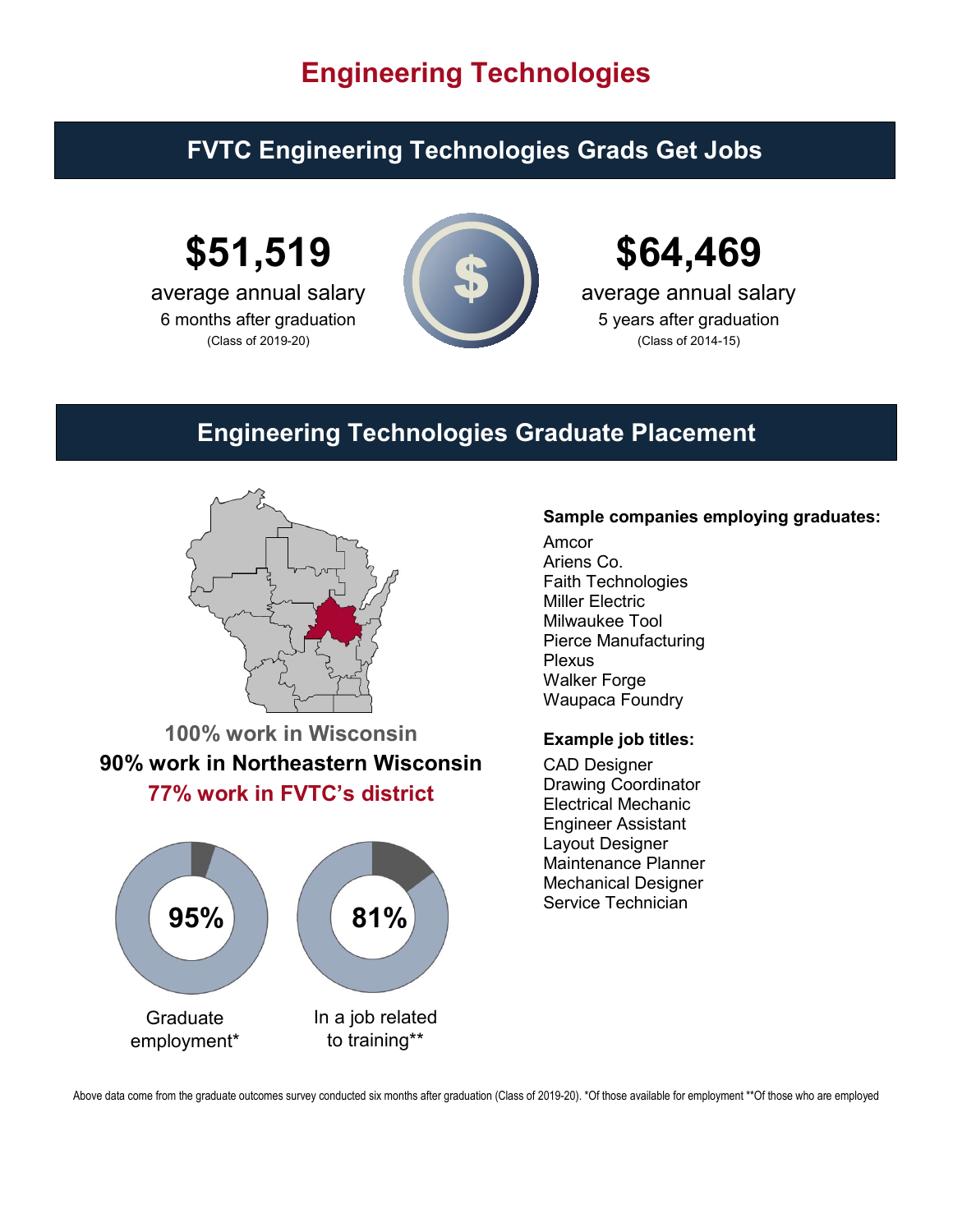# Engineering Technologies

## FVTC Engineering Technologies Grads Get Jobs

**$51,519**
average annual salary
6 months after graduation
(Class of 2019-20)

**$64,469**
average annual salary
5 years after graduation
(Class of 2014-15)

## Engineering Technologies Graduate Placement

**100% work in Wisconsin**
**90% work in Northeastern Wisconsin**
**77% work in FVTC's district**

**95%**
Graduate employment*

**81%**
In a job related to training**

**Sample companies employing graduates:**

Amcor
Ariens Co.
Faith Technologies
Miller Electric
Milwaukee Tool
Pierce Manufacturing
Plexus
Walker Forge
Waupaca Foundry

**Example job titles:**

CAD Designer
Drawing Coordinator
Electrical Mechanic
Engineer Assistant
Layout Designer
Maintenance Planner
Mechanical Designer
Service Technician

Above data come from the graduate outcomes survey conducted six months after graduation (Class of 2019-20). *Of those available for employment **Of those who are employed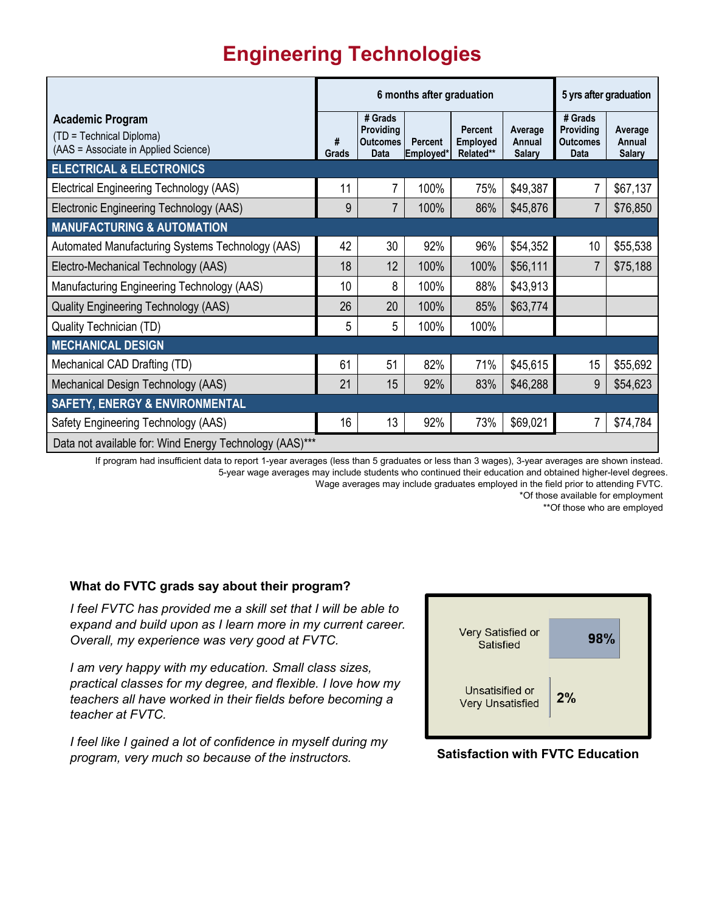# Engineering Technologies

| Academic Program (TD = Technical Diploma) (AAS = Associate in Applied Science) | 6 months after graduation | | | | | 5 yrs after graduation | |
|---|---|---|---|---|---|---|---|
| | # Grads | # Grads Providing Outcomes Data | Percent Employed* | Percent Employed Related** | Average Annual Salary | # Grads Providing Outcomes Data | Average Annual Salary |
| **ELECTRICAL & ELECTRONICS** | | | | | | | |
| Electrical Engineering Technology (AAS) | 11 | 7 | 100% | 75% | $49,387 | 7 | $67,137 |
| Electronic Engineering Technology (AAS) | 9 | 7 | 100% | 86% | $45,876 | 7 | $76,850 |
| **MANUFACTURING & AUTOMATION** | | | | | | | |
| Automated Manufacturing Systems Technology (AAS) | 42 | 30 | 92% | 96% | $54,352 | 10 | $55,538 |
| Electro-Mechanical Technology (AAS) | 18 | 12 | 100% | 100% | $56,111 | 7 | $75,188 |
| Manufacturing Engineering Technology (AAS) | 10 | 8 | 100% | 88% | $43,913 | | |
| Quality Engineering Technology (AAS) | 26 | 20 | 100% | 85% | $63,774 | | |
| Quality Technician (TD) | 5 | 5 | 100% | 100% | | | |
| **MECHANICAL DESIGN** | | | | | | | |
| Mechanical CAD Drafting (TD) | 61 | 51 | 82% | 71% | $45,615 | 15 | $55,692 |
| Mechanical Design Technology (AAS) | 21 | 15 | 92% | 83% | $46,288 | 9 | $54,623 |
| **SAFETY, ENERGY & ENVIRONMENTAL** | | | | | | | |
| Safety Engineering Technology (AAS) | 16 | 13 | 92% | 73% | $69,021 | 7 | $74,784 |
| Data not available for: Wind Energy Technology (AAS)*** | | | | | | | |

If program had insufficient data to report 1-year averages (less than 5 graduates or less than 3 wages), 3-year averages are shown instead.
5-year wage averages may include students who continued their education and obtained higher-level degrees.
Wage averages may include graduates employed in the field prior to attending FVTC.
*Of those available for employment
**Of those who are employed

**What do FVTC grads say about their program?**

*I feel FVTC has provided me a skill set that I will be able to expand and build upon as I learn more in my current career. Overall, my experience was very good at FVTC.*

*I am very happy with my education. Small class sizes, practical classes for my degree, and flexible. I love how my teachers all have worked in their fields before becoming a teacher at FVTC.*

*I feel like I gained a lot of confidence in myself during my program, very much so because of the instructors.*

Very Satisfied or Satisfied 98%

Unsatisified or Very Unsatisfied 2%

**Satisfaction with FVTC Education**